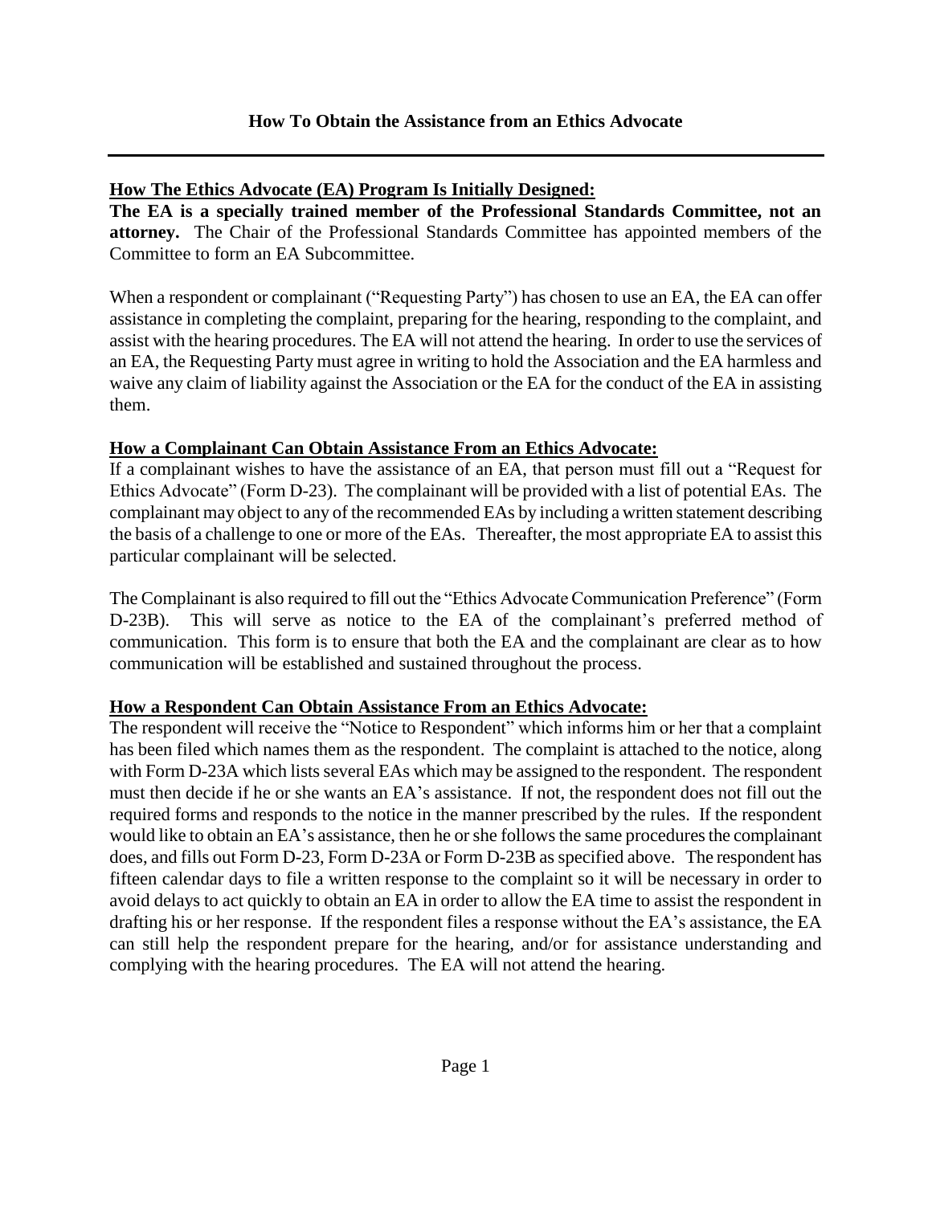# How To Obtain the Assistance from an Ethics Advocate

---

**How The Ethics Advocate (EA) Program Is Initially Designed:**

**The EA is a specially trained member of the Professional Standards Committee, not an attorney.** The Chair of the Professional Standards Committee has appointed members of the Committee to form an EA Subcommittee.

When a respondent or complainant ("Requesting Party") has chosen to use an EA, the EA can offer assistance in completing the complaint, preparing for the hearing, responding to the complaint, and assist with the hearing procedures. The EA will not attend the hearing. In order to use the services of an EA, the Requesting Party must agree in writing to hold the Association and the EA harmless and waive any claim of liability against the Association or the EA for the conduct of the EA in assisting them.

**How a Complainant Can Obtain Assistance From an Ethics Advocate:**

If a complainant wishes to have the assistance of an EA, that person must fill out a "Request for Ethics Advocate" (Form D-23). The complainant will be provided with a list of potential EAs. The complainant may object to any of the recommended EAs by including a written statement describing the basis of a challenge to one or more of the EAs. Thereafter, the most appropriate EA to assist this particular complainant will be selected.

The Complainant is also required to fill out the "Ethics Advocate Communication Preference" (Form D-23B). This will serve as notice to the EA of the complainant's preferred method of communication. This form is to ensure that both the EA and the complainant are clear as to how communication will be established and sustained throughout the process.

**How a Respondent Can Obtain Assistance From an Ethics Advocate:**

The respondent will receive the "Notice to Respondent" which informs him or her that a complaint has been filed which names them as the respondent. The complaint is attached to the notice, along with Form D-23A which lists several EAs which may be assigned to the respondent. The respondent must then decide if he or she wants an EA's assistance. If not, the respondent does not fill out the required forms and responds to the notice in the manner prescribed by the rules. If the respondent would like to obtain an EA's assistance, then he or she follows the same procedures the complainant does, and fills out Form D-23, Form D-23A or Form D-23B as specified above. The respondent has fifteen calendar days to file a written response to the complaint so it will be necessary in order to avoid delays to act quickly to obtain an EA in order to allow the EA time to assist the respondent in drafting his or her response. If the respondent files a response without the EA's assistance, the EA can still help the respondent prepare for the hearing, and/or for assistance understanding and complying with the hearing procedures. The EA will not attend the hearing.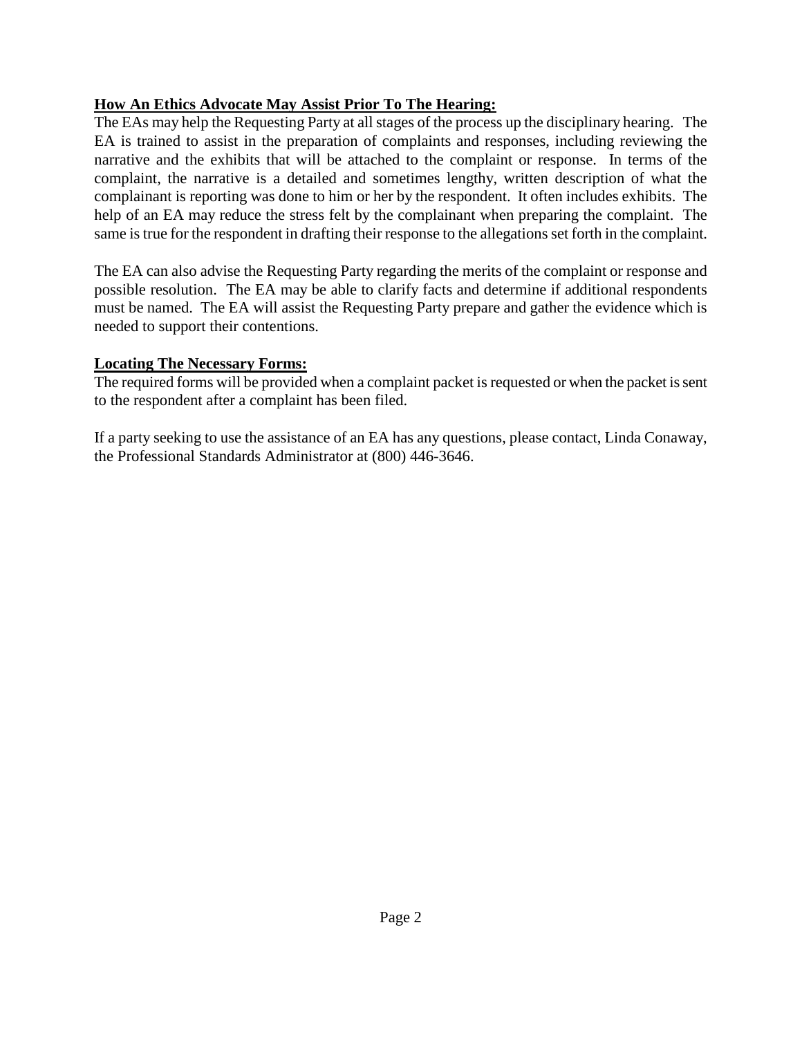**How An Ethics Advocate May Assist Prior To The Hearing:**

The EAs may help the Requesting Party at all stages of the process up the disciplinary hearing. The EA is trained to assist in the preparation of complaints and responses, including reviewing the narrative and the exhibits that will be attached to the complaint or response. In terms of the complaint, the narrative is a detailed and sometimes lengthy, written description of what the complainant is reporting was done to him or her by the respondent. It often includes exhibits. The help of an EA may reduce the stress felt by the complainant when preparing the complaint. The same is true for the respondent in drafting their response to the allegations set forth in the complaint.

The EA can also advise the Requesting Party regarding the merits of the complaint or response and possible resolution. The EA may be able to clarify facts and determine if additional respondents must be named. The EA will assist the Requesting Party prepare and gather the evidence which is needed to support their contentions.

**Locating The Necessary Forms:**

The required forms will be provided when a complaint packet is requested or when the packet is sent to the respondent after a complaint has been filed.

If a party seeking to use the assistance of an EA has any questions, please contact, Linda Conaway, the Professional Standards Administrator at (800) 446-3646.